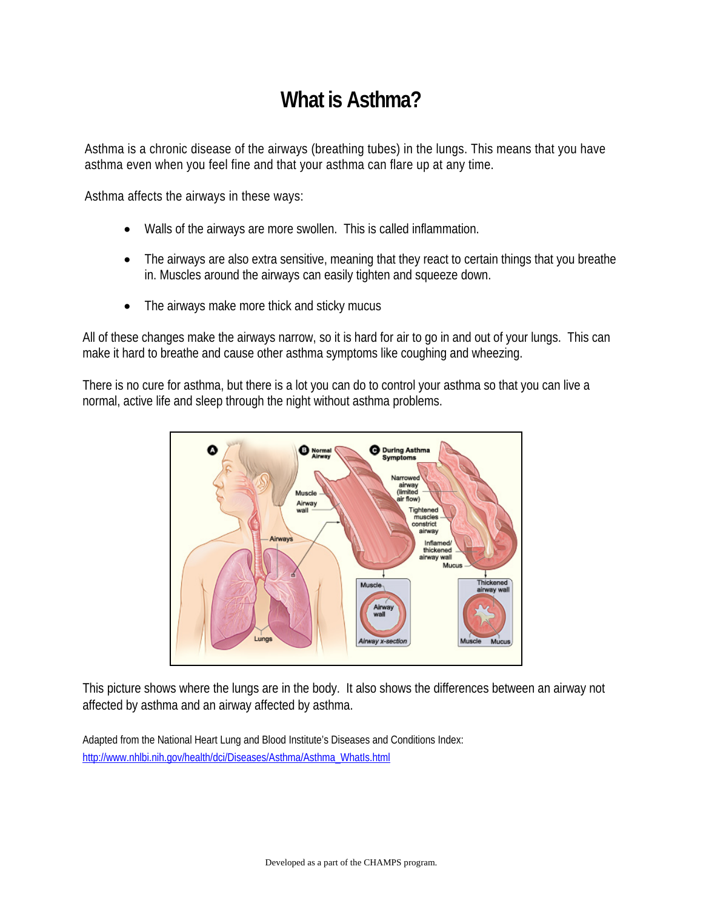# What is Asthma?

Asthma is a chronic disease of the airways (breathing tubes) in the lungs. This means that you have asthma even when you feel fine and that your asthma can flare up at any time.

Asthma affects the airways in these ways:

- Walls of the airways are more swollen. This is called inflammation.
- The airways are also extra sensitive, meaning that they react to certain things that you breathe in. Muscles around the airways can easily tighten and squeeze down.
- The airways make more thick and sticky mucus

All of these changes make the airways narrow, so it is hard for air to go in and out of your lungs. This can make it hard to breathe and cause other asthma symptoms like coughing and wheezing.

There is no cure for asthma, but there is a lot you can do to control your asthma so that you can live a normal, active life and sleep through the night without asthma problems.

This picture shows where the lungs are in the body. It also shows the differences between an airway not affected by asthma and an airway affected by asthma.

Adapted from the National Heart Lung and Blood Institute's Diseases and Conditions Index: http://www.nhlbi.nih.gov/health/dci/Diseases/Asthma/Asthma_WhatIs.html

Developed as a part of the CHAMPS program.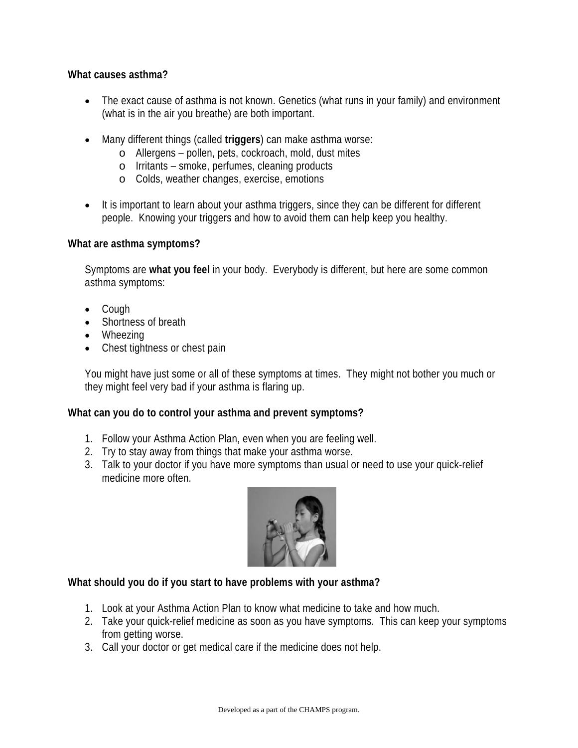**What causes asthma?**

- The exact cause of asthma is not known. Genetics (what runs in your family) and environment (what is in the air you breathe) are both important.

- Many different things (called **triggers**) can make asthma worse:
  - Allergens – pollen, pets, cockroach, mold, dust mites
  - Irritants – smoke, perfumes, cleaning products
  - Colds, weather changes, exercise, emotions

- It is important to learn about your asthma triggers, since they can be different for different people. Knowing your triggers and how to avoid them can help keep you healthy.

**What are asthma symptoms?**

Symptoms are **what you feel** in your body. Everybody is different, but here are some common asthma symptoms:

- Cough
- Shortness of breath
- Wheezing
- Chest tightness or chest pain

You might have just some or all of these symptoms at times. They might not bother you much or they might feel very bad if your asthma is flaring up.

**What can you do to control your asthma and prevent symptoms?**

1. Follow your Asthma Action Plan, even when you are feeling well.
2. Try to stay away from things that make your asthma worse.
3. Talk to your doctor if you have more symptoms than usual or need to use your quick-relief medicine more often.

**What should you do if you start to have problems with your asthma?**

1. Look at your Asthma Action Plan to know what medicine to take and how much.
2. Take your quick-relief medicine as soon as you have symptoms. This can keep your symptoms from getting worse.
3. Call your doctor or get medical care if the medicine does not help.

Developed as a part of the CHAMPS program.